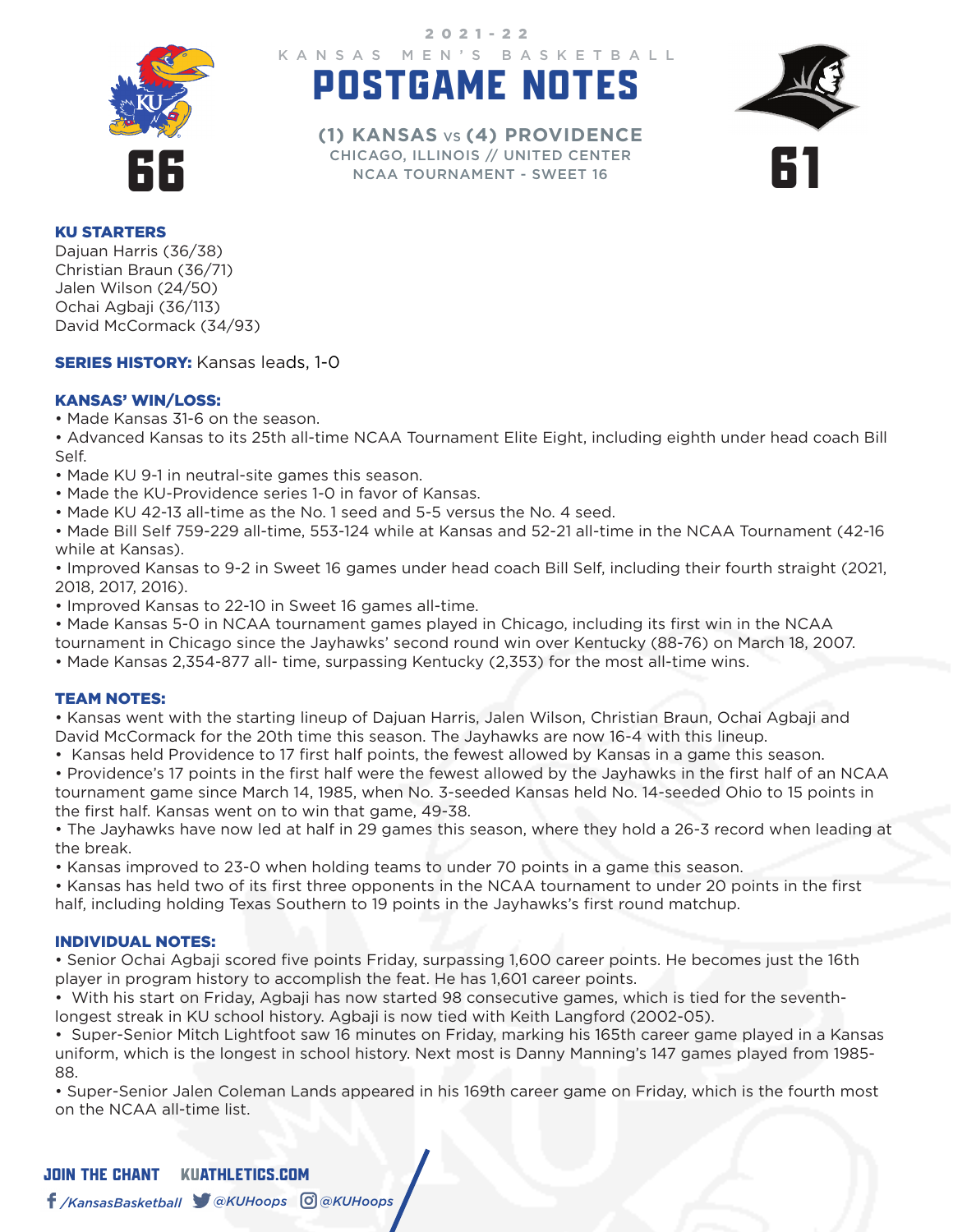2021-22

KANSAS MEN'S BASKETBALL

# POSTGAME NOTES

**(1) KANSAS vs (4) PROVIDENCE**

CHICAGO, ILLINOIS // UNITED CENTER

NCAA TOURNAMENT - SWEET 16

**66** — **61**

### KU STARTERS

Dajuan Harris (36/38)
Christian Braun (36/71)
Jalen Wilson (24/50)
Ochai Agbaji (36/113)
David McCormack (34/93)

**SERIES HISTORY:** Kansas leads, 1-0

### KANSAS' WIN/LOSS:

- Made Kansas 31-6 on the season.
- Advanced Kansas to its 25th all-time NCAA Tournament Elite Eight, including eighth under head coach Bill Self.
- Made KU 9-1 in neutral-site games this season.
- Made the KU-Providence series 1-0 in favor of Kansas.
- Made KU 42-13 all-time as the No. 1 seed and 5-5 versus the No. 4 seed.
- Made Bill Self 759-229 all-time, 553-124 while at Kansas and 52-21 all-time in the NCAA Tournament (42-16 while at Kansas).
- Improved Kansas to 9-2 in Sweet 16 games under head coach Bill Self, including their fourth straight (2021, 2018, 2017, 2016).
- Improved Kansas to 22-10 in Sweet 16 games all-time.
- Made Kansas 5-0 in NCAA tournament games played in Chicago, including its first win in the NCAA tournament in Chicago since the Jayhawks' second round win over Kentucky (88-76) on March 18, 2007.
- Made Kansas 2,354-877 all- time, surpassing Kentucky (2,353) for the most all-time wins.

### TEAM NOTES:

- Kansas went with the starting lineup of Dajuan Harris, Jalen Wilson, Christian Braun, Ochai Agbaji and David McCormack for the 20th time this season. The Jayhawks are now 16-4 with this lineup.
- Kansas held Providence to 17 first half points, the fewest allowed by Kansas in a game this season.
- Providence's 17 points in the first half were the fewest allowed by the Jayhawks in the first half of an NCAA tournament game since March 14, 1985, when No. 3-seeded Kansas held No. 14-seeded Ohio to 15 points in the first half. Kansas went on to win that game, 49-38.
- The Jayhawks have now led at half in 29 games this season, where they hold a 26-3 record when leading at the break.
- Kansas improved to 23-0 when holding teams to under 70 points in a game this season.
- Kansas has held two of its first three opponents in the NCAA tournament to under 20 points in the first half, including holding Texas Southern to 19 points in the Jayhawks's first round matchup.

### INDIVIDUAL NOTES:

- Senior Ochai Agbaji scored five points Friday, surpassing 1,600 career points. He becomes just the 16th player in program history to accomplish the feat. He has 1,601 career points.
- With his start on Friday, Agbaji has now started 98 consecutive games, which is tied for the seventh-longest streak in KU school history. Agbaji is now tied with Keith Langford (2002-05).
- Super-Senior Mitch Lightfoot saw 16 minutes on Friday, marking his 165th career game played in a Kansas uniform, which is the longest in school history. Next most is Danny Manning's 147 games played from 1985-88.
- Super-Senior Jalen Coleman Lands appeared in his 169th career game on Friday, which is the fourth most on the NCAA all-time list.

JOIN THE CHANT KUATHLETICS.COM

/KansasBasketball @KUHoops @KUHoops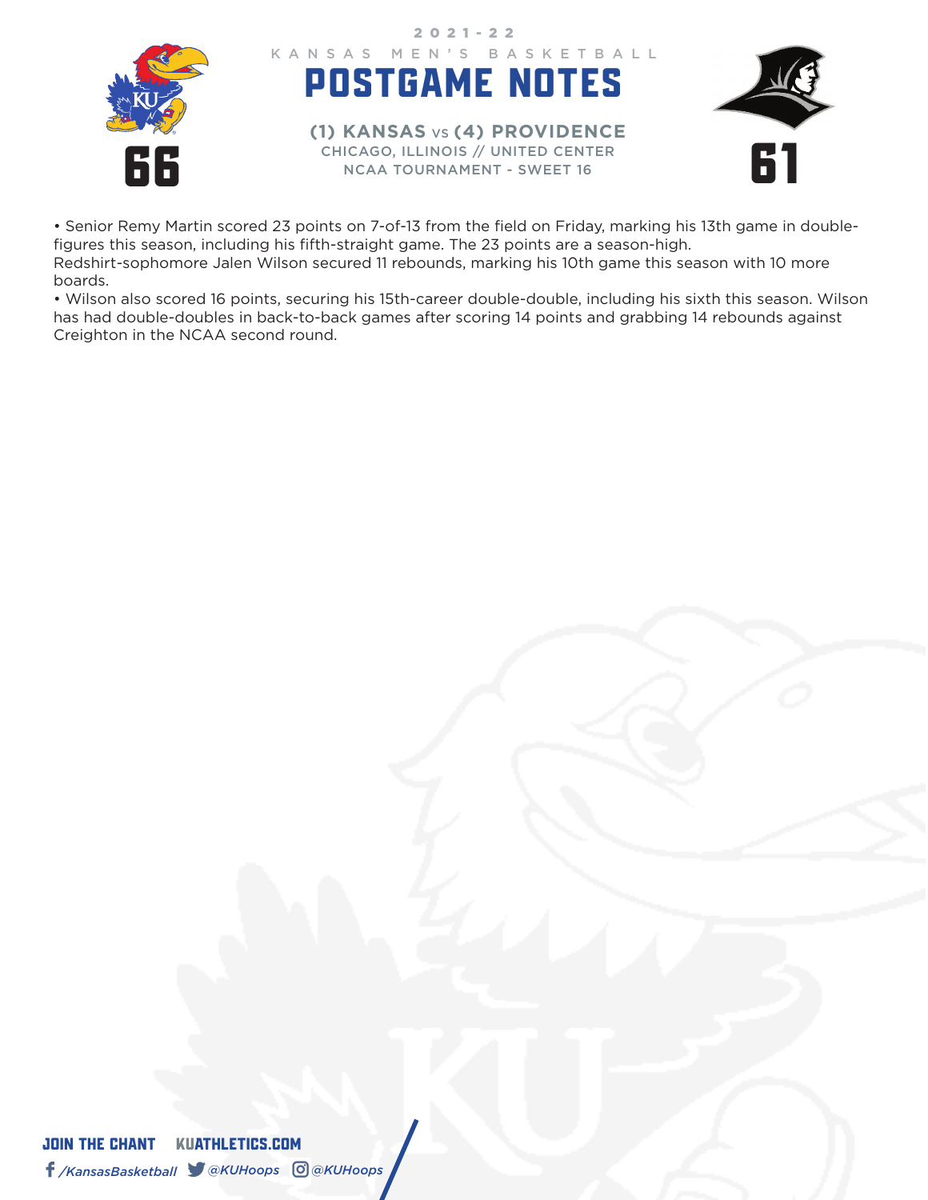2021-22

KANSAS MEN'S BASKETBALL

# POSTGAME NOTES

**(1) KANSAS vs (4) PROVIDENCE**

CHICAGO, ILLINOIS // UNITED CENTER

NCAA TOURNAMENT - SWEET 16

66

61

• Senior Remy Martin scored 23 points on 7-of-13 from the field on Friday, marking his 13th game in double-figures this season, including his fifth-straight game. The 23 points are a season-high.
Redshirt-sophomore Jalen Wilson secured 11 rebounds, marking his 10th game this season with 10 more boards.

• Wilson also scored 16 points, securing his 15th-career double-double, including his sixth this season. Wilson has had double-doubles in back-to-back games after scoring 14 points and grabbing 14 rebounds against Creighton in the NCAA second round.

JOIN THE CHANT KUATHLETICS.COM

/KansasBasketball @KUHoops @KUHoops